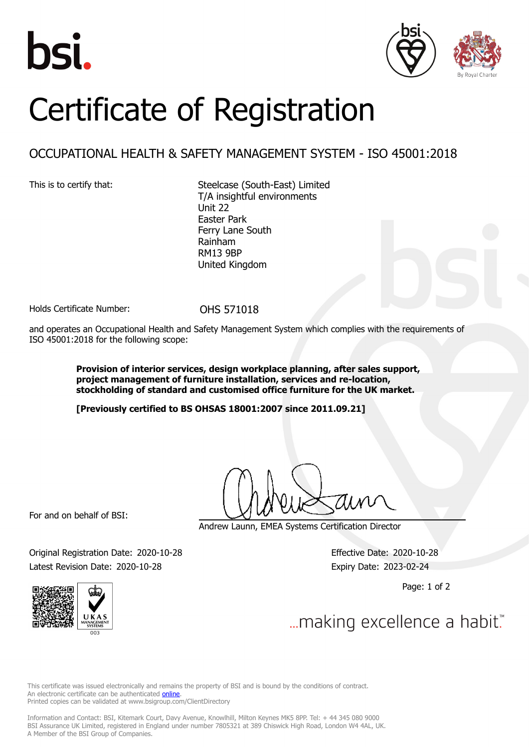bsi.

By Royal Charter

# Certificate of Registration

## OCCUPATIONAL HEALTH & SAFETY MANAGEMENT SYSTEM - ISO 45001:2018

This is to certify that:

Steelcase (South-East) Limited
T/A insightful environments
Unit 22
Easter Park
Ferry Lane South
Rainham
RM13 9BP
United Kingdom

Holds Certificate Number: OHS 571018

and operates an Occupational Health and Safety Management System which complies with the requirements of ISO 45001:2018 for the following scope:

**Provision of interior services, design workplace planning, after sales support, project management of furniture installation, services and re-location, stockholding of standard and customised office furniture for the UK market.**

**[Previously certified to BS OHSAS 18001:2007 since 2011.09.21]**

For and on behalf of BSI:

Andrew Launn, EMEA Systems Certification Director

Original Registration Date: 2020-10-28
Latest Revision Date: 2020-10-28

Effective Date: 2020-10-28
Expiry Date: 2023-02-24

UKAS MANAGEMENT SYSTEMS 003

...making excellence a habit.™

This certificate was issued electronically and remains the property of BSI and is bound by the conditions of contract.
An electronic certificate can be authenticated online.
Printed copies can be validated at www.bsigroup.com/ClientDirectory

Information and Contact: BSI, Kitemark Court, Davy Avenue, Knowlhill, Milton Keynes MK5 8PP. Tel: + 44 345 080 9000
BSI Assurance UK Limited, registered in England under number 7805321 at 389 Chiswick High Road, London W4 4AL, UK.
A Member of the BSI Group of Companies.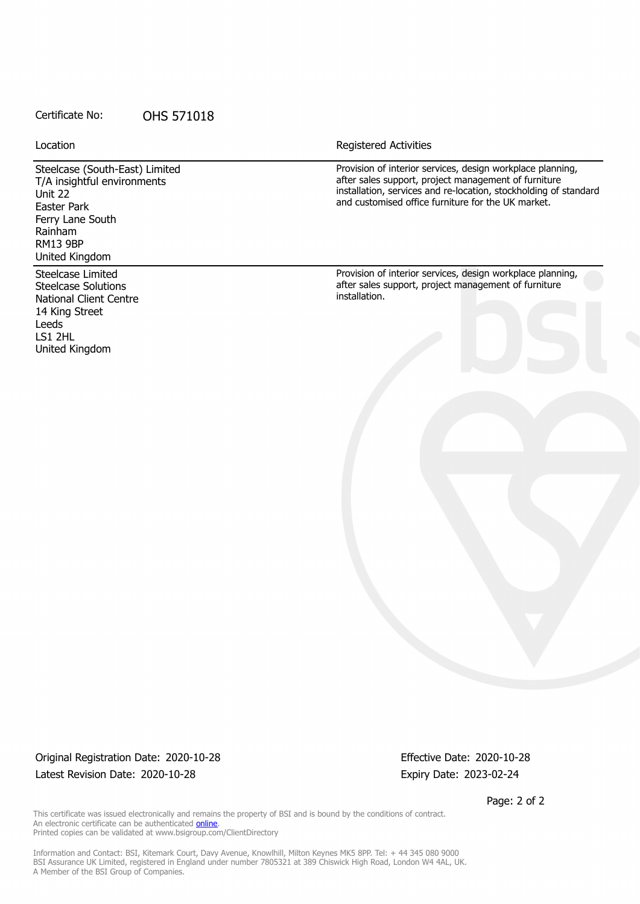Certificate No: OHS 571018

| Location | Registered Activities |
| --- | --- |
| Steelcase (South-East) Limited<br>T/A insightful environments<br>Unit 22<br>Easter Park<br>Ferry Lane South<br>Rainham<br>RM13 9BP<br>United Kingdom | Provision of interior services, design workplace planning, after sales support, project management of furniture installation, services and re-location, stockholding of standard and customised office furniture for the UK market. |
| Steelcase Limited<br>Steelcase Solutions<br>National Client Centre<br>14 King Street<br>Leeds<br>LS1 2HL<br>United Kingdom | Provision of interior services, design workplace planning, after sales support, project management of furniture installation. |

Original Registration Date: 2020-10-28

Latest Revision Date: 2020-10-28

Effective Date: 2020-10-28

Expiry Date: 2023-02-24

This certificate was issued electronically and remains the property of BSI and is bound by the conditions of contract.
An electronic certificate can be authenticated online.
Printed copies can be validated at www.bsigroup.com/ClientDirectory

Information and Contact: BSI, Kitemark Court, Davy Avenue, Knowlhill, Milton Keynes MK5 8PP. Tel: + 44 345 080 9000
BSI Assurance UK Limited, registered in England under number 7805321 at 389 Chiswick High Road, London W4 4AL, UK.
A Member of the BSI Group of Companies.